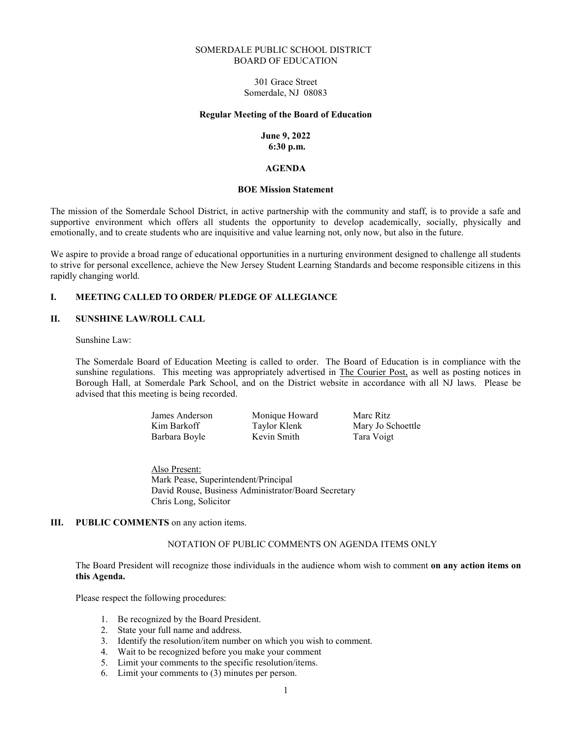SOMERDALE PUBLIC SCHOOL DISTRICT
BOARD OF EDUCATION

301 Grace Street
Somerdale, NJ 08083

**Regular Meeting of the Board of Education**

**June 9, 2022**
**6:30 p.m.**

**AGENDA**

**BOE Mission Statement**

The mission of the Somerdale School District, in active partnership with the community and staff, is to provide a safe and supportive environment which offers all students the opportunity to develop academically, socially, physically and emotionally, and to create students who are inquisitive and value learning not, only now, but also in the future.

We aspire to provide a broad range of educational opportunities in a nurturing environment designed to challenge all students to strive for personal excellence, achieve the New Jersey Student Learning Standards and become responsible citizens in this rapidly changing world.

## I. MEETING CALLED TO ORDER/ PLEDGE OF ALLEGIANCE

## II. SUNSHINE LAW/ROLL CALL

Sunshine Law:

The Somerdale Board of Education Meeting is called to order. The Board of Education is in compliance with the sunshine regulations. This meeting was appropriately advertised in The Courier Post, as well as posting notices in Borough Hall, at Somerdale Park School, and on the District website in accordance with all NJ laws. Please be advised that this meeting is being recorded.

| | | |
|---|---|---|
| James Anderson | Monique Howard | Marc Ritz |
| Kim Barkoff | Taylor Klenk | Mary Jo Schoettle |
| Barbara Boyle | Kevin Smith | Tara Voigt |

Also Present:
Mark Pease, Superintendent/Principal
David Rouse, Business Administrator/Board Secretary
Chris Long, Solicitor

## III. PUBLIC COMMENTS on any action items.

NOTATION OF PUBLIC COMMENTS ON AGENDA ITEMS ONLY

The Board President will recognize those individuals in the audience whom wish to comment **on any action items on this Agenda.**

Please respect the following procedures:

1. Be recognized by the Board President.
2. State your full name and address.
3. Identify the resolution/item number on which you wish to comment.
4. Wait to be recognized before you make your comment
5. Limit your comments to the specific resolution/items.
6. Limit your comments to (3) minutes per person.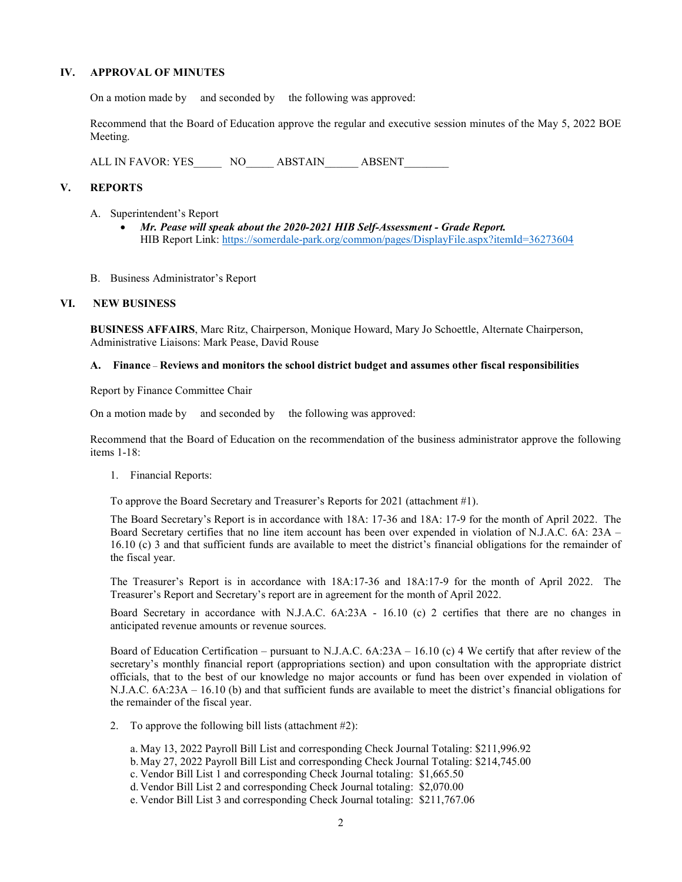## IV. APPROVAL OF MINUTES

On a motion made by and seconded by the following was approved:

Recommend that the Board of Education approve the regular and executive session minutes of the May 5, 2022 BOE Meeting.

ALL IN FAVOR: YES_____ NO_____ ABSTAIN______ ABSENT________

## V. REPORTS

A. Superintendent's Report
- ***Mr. Pease will speak about the 2020-2021 HIB Self-Assessment - Grade Report.***
  HIB Report Link: https://somerdale-park.org/common/pages/DisplayFile.aspx?itemId=36273604

B. Business Administrator's Report

## VI. NEW BUSINESS

**BUSINESS AFFAIRS**, Marc Ritz, Chairperson, Monique Howard, Mary Jo Schoettle, Alternate Chairperson, Administrative Liaisons: Mark Pease, David Rouse

### A. Finance – Reviews and monitors the school district budget and assumes other fiscal responsibilities

Report by Finance Committee Chair

On a motion made by and seconded by the following was approved:

Recommend that the Board of Education on the recommendation of the business administrator approve the following items 1-18:

1. Financial Reports:

   To approve the Board Secretary and Treasurer's Reports for 2021 (attachment #1).

   The Board Secretary's Report is in accordance with 18A: 17-36 and 18A: 17-9 for the month of April 2022. The Board Secretary certifies that no line item account has been over expended in violation of N.J.A.C. 6A: 23A – 16.10 (c) 3 and that sufficient funds are available to meet the district's financial obligations for the remainder of the fiscal year.

   The Treasurer's Report is in accordance with 18A:17-36 and 18A:17-9 for the month of April 2022. The Treasurer's Report and Secretary's report are in agreement for the month of April 2022.

   Board Secretary in accordance with N.J.A.C. 6A:23A - 16.10 (c) 2 certifies that there are no changes in anticipated revenue amounts or revenue sources.

   Board of Education Certification – pursuant to N.J.A.C. 6A:23A – 16.10 (c) 4 We certify that after review of the secretary's monthly financial report (appropriations section) and upon consultation with the appropriate district officials, that to the best of our knowledge no major accounts or fund has been over expended in violation of N.J.A.C. 6A:23A – 16.10 (b) and that sufficient funds are available to meet the district's financial obligations for the remainder of the fiscal year.

2. To approve the following bill lists (attachment #2):

   a. May 13, 2022 Payroll Bill List and corresponding Check Journal Totaling: $211,996.92
   b. May 27, 2022 Payroll Bill List and corresponding Check Journal Totaling: $214,745.00
   c. Vendor Bill List 1 and corresponding Check Journal totaling: $1,665.50
   d. Vendor Bill List 2 and corresponding Check Journal totaling: $2,070.00
   e. Vendor Bill List 3 and corresponding Check Journal totaling: $211,767.06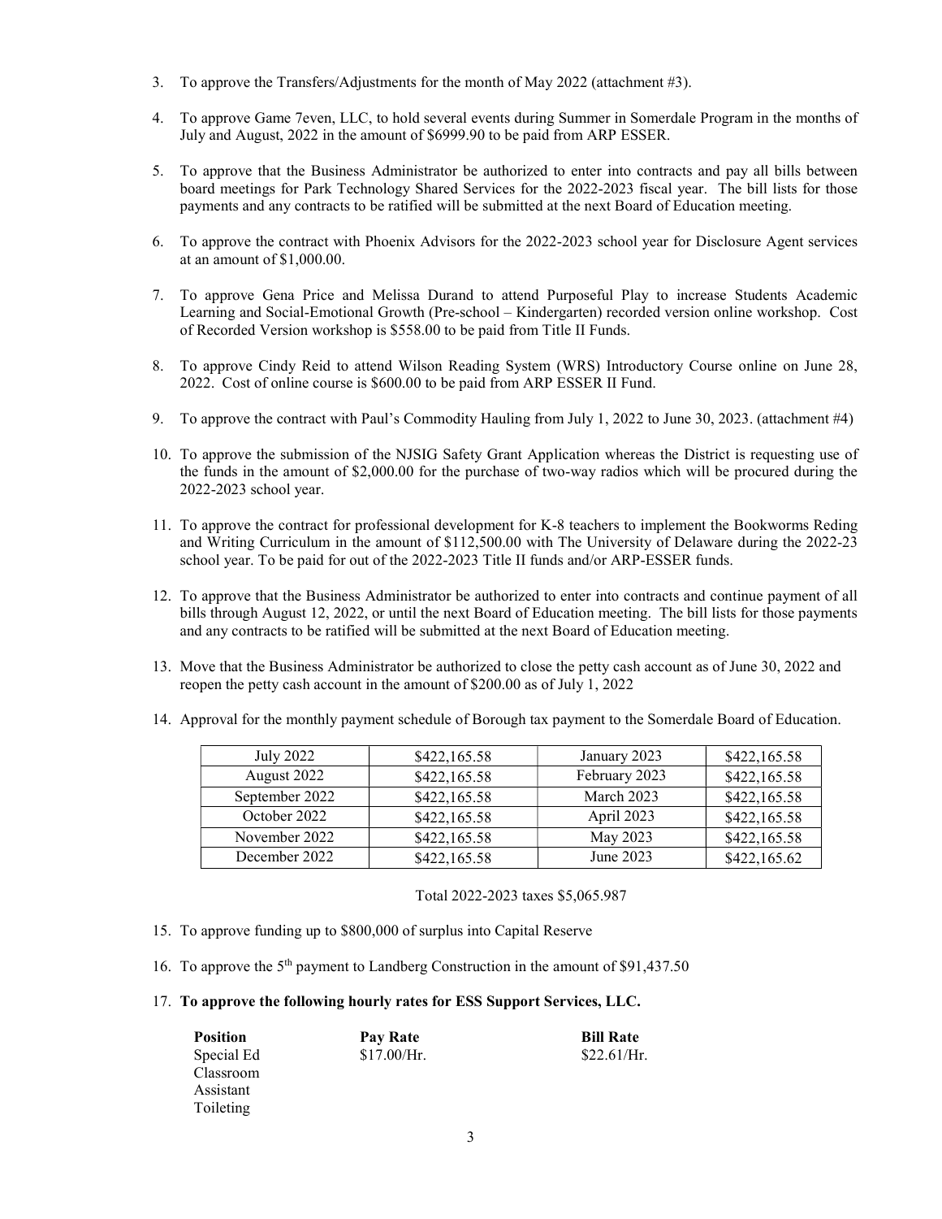3. To approve the Transfers/Adjustments for the month of May 2022 (attachment #3).

4. To approve Game 7even, LLC, to hold several events during Summer in Somerdale Program in the months of July and August, 2022 in the amount of $6999.90 to be paid from ARP ESSER.

5. To approve that the Business Administrator be authorized to enter into contracts and pay all bills between board meetings for Park Technology Shared Services for the 2022-2023 fiscal year. The bill lists for those payments and any contracts to be ratified will be submitted at the next Board of Education meeting.

6. To approve the contract with Phoenix Advisors for the 2022-2023 school year for Disclosure Agent services at an amount of $1,000.00.

7. To approve Gena Price and Melissa Durand to attend Purposeful Play to increase Students Academic Learning and Social-Emotional Growth (Pre-school – Kindergarten) recorded version online workshop. Cost of Recorded Version workshop is $558.00 to be paid from Title II Funds.

8. To approve Cindy Reid to attend Wilson Reading System (WRS) Introductory Course online on June 28, 2022. Cost of online course is $600.00 to be paid from ARP ESSER II Fund.

9. To approve the contract with Paul's Commodity Hauling from July 1, 2022 to June 30, 2023. (attachment #4)

10. To approve the submission of the NJSIG Safety Grant Application whereas the District is requesting use of the funds in the amount of $2,000.00 for the purchase of two-way radios which will be procured during the 2022-2023 school year.

11. To approve the contract for professional development for K-8 teachers to implement the Bookworms Reding and Writing Curriculum in the amount of $112,500.00 with The University of Delaware during the 2022-23 school year. To be paid for out of the 2022-2023 Title II funds and/or ARP-ESSER funds.

12. To approve that the Business Administrator be authorized to enter into contracts and continue payment of all bills through August 12, 2022, or until the next Board of Education meeting. The bill lists for those payments and any contracts to be ratified will be submitted at the next Board of Education meeting.

13. Move that the Business Administrator be authorized to close the petty cash account as of June 30, 2022 and reopen the petty cash account in the amount of $200.00 as of July 1, 2022

14. Approval for the monthly payment schedule of Borough tax payment to the Somerdale Board of Education.

| July 2022 | $422,165.58 | January 2023 | $422,165.58 |
|---|---|---|---|
| August 2022 | $422,165.58 | February 2023 | $422,165.58 |
| September 2022 | $422,165.58 | March 2023 | $422,165.58 |
| October 2022 | $422,165.58 | April 2023 | $422,165.58 |
| November 2022 | $422,165.58 | May 2023 | $422,165.58 |
| December 2022 | $422,165.58 | June 2023 | $422,165.62 |

Total 2022-2023 taxes $5,065.987

15. To approve funding up to $800,000 of surplus into Capital Reserve

16. To approve the 5th payment to Landberg Construction in the amount of $91,437.50

17. **To approve the following hourly rates for ESS Support Services, LLC.**

| **Position** | **Pay Rate** | **Bill Rate** |
|---|---|---|
| Special Ed Classroom Assistant Toileting | $17.00/Hr. | $22.61/Hr. |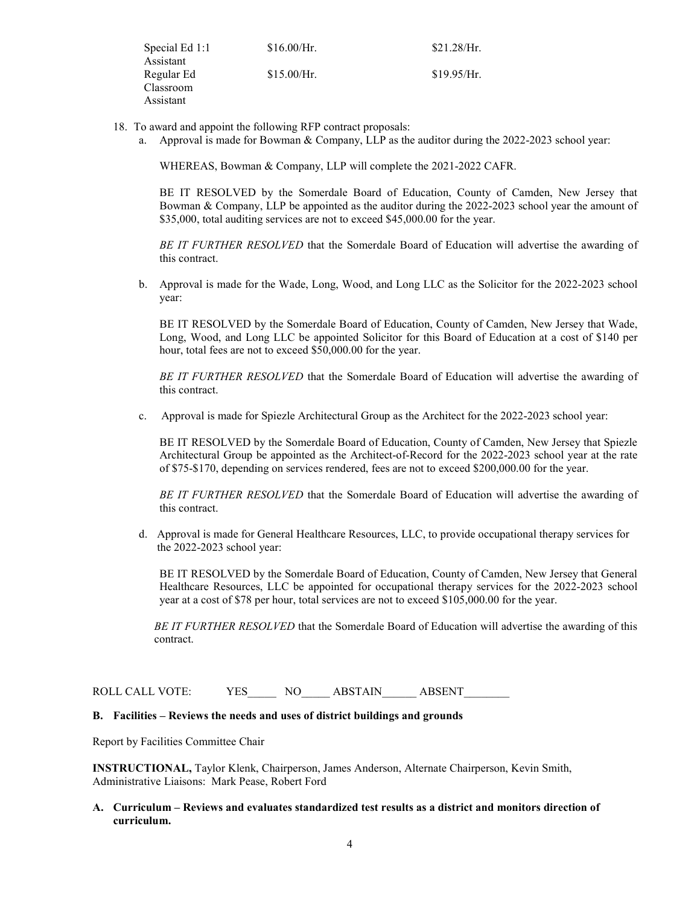| | | |
|---|---|---|
| Special Ed 1:1 Assistant | $16.00/Hr. | $21.28/Hr. |
| Regular Ed Classroom Assistant | $15.00/Hr. | $19.95/Hr. |

18. To award and appoint the following RFP contract proposals:
    a. Approval is made for Bowman & Company, LLP as the auditor during the 2022-2023 school year:

       WHEREAS, Bowman & Company, LLP will complete the 2021-2022 CAFR.

       BE IT RESOLVED by the Somerdale Board of Education, County of Camden, New Jersey that Bowman & Company, LLP be appointed as the auditor during the 2022-2023 school year the amount of $35,000, total auditing services are not to exceed $45,000.00 for the year.

       *BE IT FURTHER RESOLVED* that the Somerdale Board of Education will advertise the awarding of this contract.

    b. Approval is made for the Wade, Long, Wood, and Long LLC as the Solicitor for the 2022-2023 school year:

       BE IT RESOLVED by the Somerdale Board of Education, County of Camden, New Jersey that Wade, Long, Wood, and Long LLC be appointed Solicitor for this Board of Education at a cost of $140 per hour, total fees are not to exceed $50,000.00 for the year.

       *BE IT FURTHER RESOLVED* that the Somerdale Board of Education will advertise the awarding of this contract.

    c. Approval is made for Spiezle Architectural Group as the Architect for the 2022-2023 school year:

       BE IT RESOLVED by the Somerdale Board of Education, County of Camden, New Jersey that Spiezle Architectural Group be appointed as the Architect-of-Record for the 2022-2023 school year at the rate of $75-$170, depending on services rendered, fees are not to exceed $200,000.00 for the year.

       *BE IT FURTHER RESOLVED* that the Somerdale Board of Education will advertise the awarding of this contract.

    d. Approval is made for General Healthcare Resources, LLC, to provide occupational therapy services for the 2022-2023 school year:

       BE IT RESOLVED by the Somerdale Board of Education, County of Camden, New Jersey that General Healthcare Resources, LLC be appointed for occupational therapy services for the 2022-2023 school year at a cost of $78 per hour, total services are not to exceed $105,000.00 for the year.

       *BE IT FURTHER RESOLVED* that the Somerdale Board of Education will advertise the awarding of this contract.

ROLL CALL VOTE: YES_____ NO_____ ABSTAIN______ ABSENT________

**B. Facilities – Reviews the needs and uses of district buildings and grounds**

Report by Facilities Committee Chair

**INSTRUCTIONAL,** Taylor Klenk, Chairperson, James Anderson, Alternate Chairperson, Kevin Smith, Administrative Liaisons: Mark Pease, Robert Ford

**A. Curriculum – Reviews and evaluates standardized test results as a district and monitors direction of curriculum.**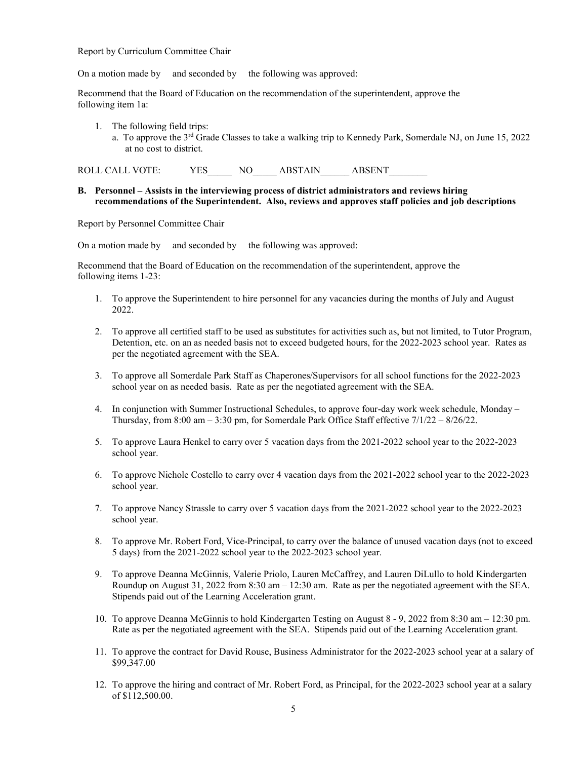Report by Curriculum Committee Chair

On a motion made by and seconded by the following was approved:

Recommend that the Board of Education on the recommendation of the superintendent, approve the following item 1a:

1. The following field trips:
   a. To approve the 3rd Grade Classes to take a walking trip to Kennedy Park, Somerdale NJ, on June 15, 2022 at no cost to district.

ROLL CALL VOTE: YES_____ NO_____ ABSTAIN______ ABSENT________

**B. Personnel – Assists in the interviewing process of district administrators and reviews hiring recommendations of the Superintendent. Also, reviews and approves staff policies and job descriptions**

Report by Personnel Committee Chair

On a motion made by and seconded by the following was approved:

Recommend that the Board of Education on the recommendation of the superintendent, approve the following items 1-23:

1. To approve the Superintendent to hire personnel for any vacancies during the months of July and August 2022.

2. To approve all certified staff to be used as substitutes for activities such as, but not limited, to Tutor Program, Detention, etc. on an as needed basis not to exceed budgeted hours, for the 2022-2023 school year. Rates as per the negotiated agreement with the SEA.

3. To approve all Somerdale Park Staff as Chaperones/Supervisors for all school functions for the 2022-2023 school year on as needed basis. Rate as per the negotiated agreement with the SEA.

4. In conjunction with Summer Instructional Schedules, to approve four-day work week schedule, Monday – Thursday, from 8:00 am – 3:30 pm, for Somerdale Park Office Staff effective 7/1/22 – 8/26/22.

5. To approve Laura Henkel to carry over 5 vacation days from the 2021-2022 school year to the 2022-2023 school year.

6. To approve Nichole Costello to carry over 4 vacation days from the 2021-2022 school year to the 2022-2023 school year.

7. To approve Nancy Strassle to carry over 5 vacation days from the 2021-2022 school year to the 2022-2023 school year.

8. To approve Mr. Robert Ford, Vice-Principal, to carry over the balance of unused vacation days (not to exceed 5 days) from the 2021-2022 school year to the 2022-2023 school year.

9. To approve Deanna McGinnis, Valerie Priolo, Lauren McCaffrey, and Lauren DiLullo to hold Kindergarten Roundup on August 31, 2022 from 8:30 am – 12:30 am. Rate as per the negotiated agreement with the SEA. Stipends paid out of the Learning Acceleration grant.

10. To approve Deanna McGinnis to hold Kindergarten Testing on August 8 - 9, 2022 from 8:30 am – 12:30 pm. Rate as per the negotiated agreement with the SEA. Stipends paid out of the Learning Acceleration grant.

11. To approve the contract for David Rouse, Business Administrator for the 2022-2023 school year at a salary of $99,347.00

12. To approve the hiring and contract of Mr. Robert Ford, as Principal, for the 2022-2023 school year at a salary of $112,500.00.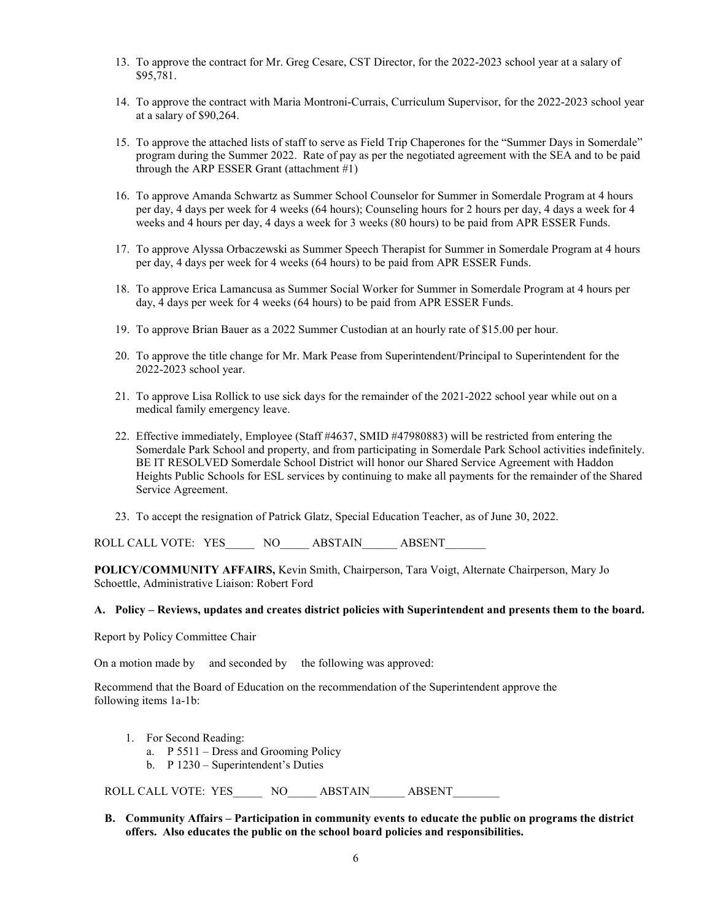13. To approve the contract for Mr. Greg Cesare, CST Director, for the 2022-2023 school year at a salary of $95,781.

14. To approve the contract with Maria Montroni-Currais, Curriculum Supervisor, for the 2022-2023 school year at a salary of $90,264.

15. To approve the attached lists of staff to serve as Field Trip Chaperones for the "Summer Days in Somerdale" program during the Summer 2022. Rate of pay as per the negotiated agreement with the SEA and to be paid through the ARP ESSER Grant (attachment #1)

16. To approve Amanda Schwartz as Summer School Counselor for Summer in Somerdale Program at 4 hours per day, 4 days per week for 4 weeks (64 hours); Counseling hours for 2 hours per day, 4 days a week for 4 weeks and 4 hours per day, 4 days a week for 3 weeks (80 hours) to be paid from APR ESSER Funds.

17. To approve Alyssa Orbaczewski as Summer Speech Therapist for Summer in Somerdale Program at 4 hours per day, 4 days per week for 4 weeks (64 hours) to be paid from APR ESSER Funds.

18. To approve Erica Lamancusa as Summer Social Worker for Summer in Somerdale Program at 4 hours per day, 4 days per week for 4 weeks (64 hours) to be paid from APR ESSER Funds.

19. To approve Brian Bauer as a 2022 Summer Custodian at an hourly rate of $15.00 per hour.

20. To approve the title change for Mr. Mark Pease from Superintendent/Principal to Superintendent for the 2022-2023 school year.

21. To approve Lisa Rollick to use sick days for the remainder of the 2021-2022 school year while out on a medical family emergency leave.

22. Effective immediately, Employee (Staff #4637, SMID #47980883) will be restricted from entering the Somerdale Park School and property, and from participating in Somerdale Park School activities indefinitely. BE IT RESOLVED Somerdale School District will honor our Shared Service Agreement with Haddon Heights Public Schools for ESL services by continuing to make all payments for the remainder of the Shared Service Agreement.

23. To accept the resignation of Patrick Glatz, Special Education Teacher, as of June 30, 2022.

ROLL CALL VOTE: YES_____ NO_____ ABSTAIN______ ABSENT_______

**POLICY/COMMUNITY AFFAIRS,** Kevin Smith, Chairperson, Tara Voigt, Alternate Chairperson, Mary Jo Schoettle, Administrative Liaison: Robert Ford

**A. Policy – Reviews, updates and creates district policies with Superintendent and presents them to the board.**

Report by Policy Committee Chair

On a motion made by and seconded by the following was approved:

Recommend that the Board of Education on the recommendation of the Superintendent approve the following items 1a-1b:

1. For Second Reading:
   a. P 5511 – Dress and Grooming Policy
   b. P 1230 – Superintendent's Duties

ROLL CALL VOTE: YES_____ NO_____ ABSTAIN______ ABSENT________

**B. Community Affairs – Participation in community events to educate the public on programs the district offers. Also educates the public on the school board policies and responsibilities.**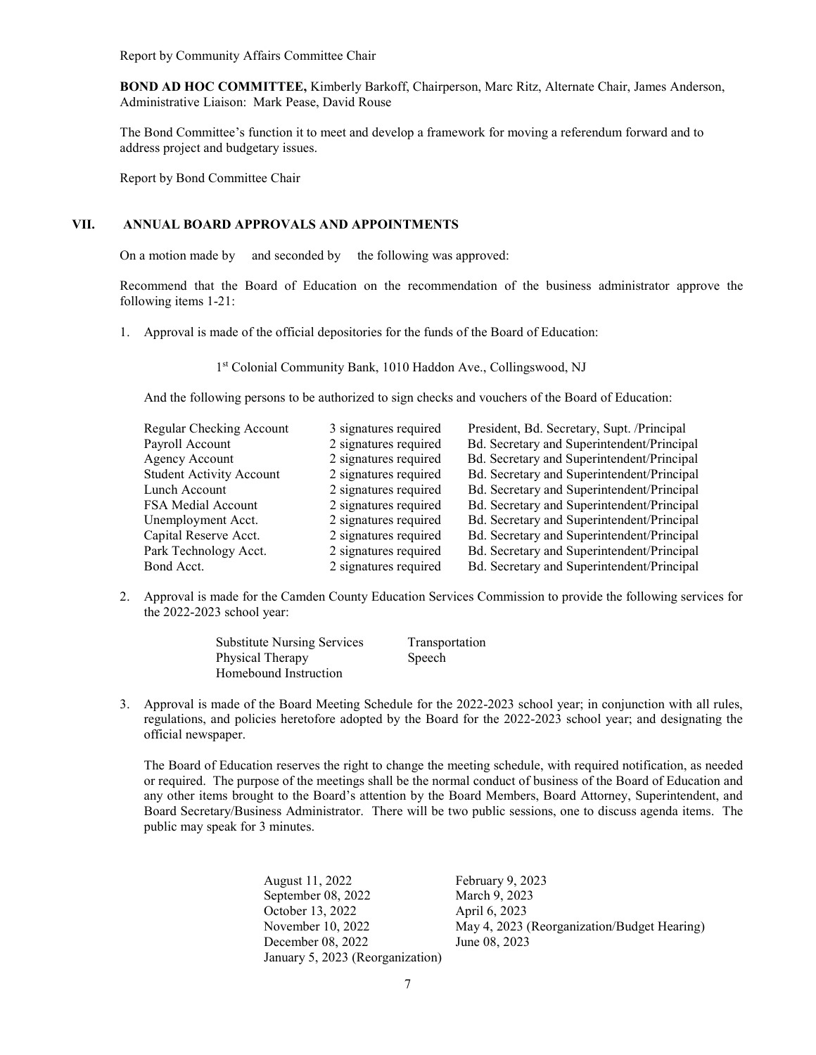Report by Community Affairs Committee Chair

**BOND AD HOC COMMITTEE,** Kimberly Barkoff, Chairperson, Marc Ritz, Alternate Chair, James Anderson, Administrative Liaison: Mark Pease, David Rouse

The Bond Committee's function it to meet and develop a framework for moving a referendum forward and to address project and budgetary issues.

Report by Bond Committee Chair

## VII. ANNUAL BOARD APPROVALS AND APPOINTMENTS

On a motion made by and seconded by the following was approved:

Recommend that the Board of Education on the recommendation of the business administrator approve the following items 1-21:

1. Approval is made of the official depositories for the funds of the Board of Education:

   1st Colonial Community Bank, 1010 Haddon Ave., Collingswood, NJ

   And the following persons to be authorized to sign checks and vouchers of the Board of Education:

| Account | Signatures | Signers |
|---|---|---|
| Regular Checking Account | 3 signatures required | President, Bd. Secretary, Supt. /Principal |
| Payroll Account | 2 signatures required | Bd. Secretary and Superintendent/Principal |
| Agency Account | 2 signatures required | Bd. Secretary and Superintendent/Principal |
| Student Activity Account | 2 signatures required | Bd. Secretary and Superintendent/Principal |
| Lunch Account | 2 signatures required | Bd. Secretary and Superintendent/Principal |
| FSA Medial Account | 2 signatures required | Bd. Secretary and Superintendent/Principal |
| Unemployment Acct. | 2 signatures required | Bd. Secretary and Superintendent/Principal |
| Capital Reserve Acct. | 2 signatures required | Bd. Secretary and Superintendent/Principal |
| Park Technology Acct. | 2 signatures required | Bd. Secretary and Superintendent/Principal |
| Bond Acct. | 2 signatures required | Bd. Secretary and Superintendent/Principal |

2. Approval is made for the Camden County Education Services Commission to provide the following services for the 2022-2023 school year:

   - Substitute Nursing Services
   - Transportation
   - Physical Therapy
   - Speech
   - Homebound Instruction

3. Approval is made of the Board Meeting Schedule for the 2022-2023 school year; in conjunction with all rules, regulations, and policies heretofore adopted by the Board for the 2022-2023 school year; and designating the official newspaper.

   The Board of Education reserves the right to change the meeting schedule, with required notification, as needed or required. The purpose of the meetings shall be the normal conduct of business of the Board of Education and any other items brought to the Board's attention by the Board Members, Board Attorney, Superintendent, and Board Secretary/Business Administrator. There will be two public sessions, one to discuss agenda items. The public may speak for 3 minutes.

   - August 11, 2022
   - September 08, 2022
   - October 13, 2022
   - November 10, 2022
   - December 08, 2022
   - January 5, 2023 (Reorganization)
   - February 9, 2023
   - March 9, 2023
   - April 6, 2023
   - May 4, 2023 (Reorganization/Budget Hearing)
   - June 08, 2023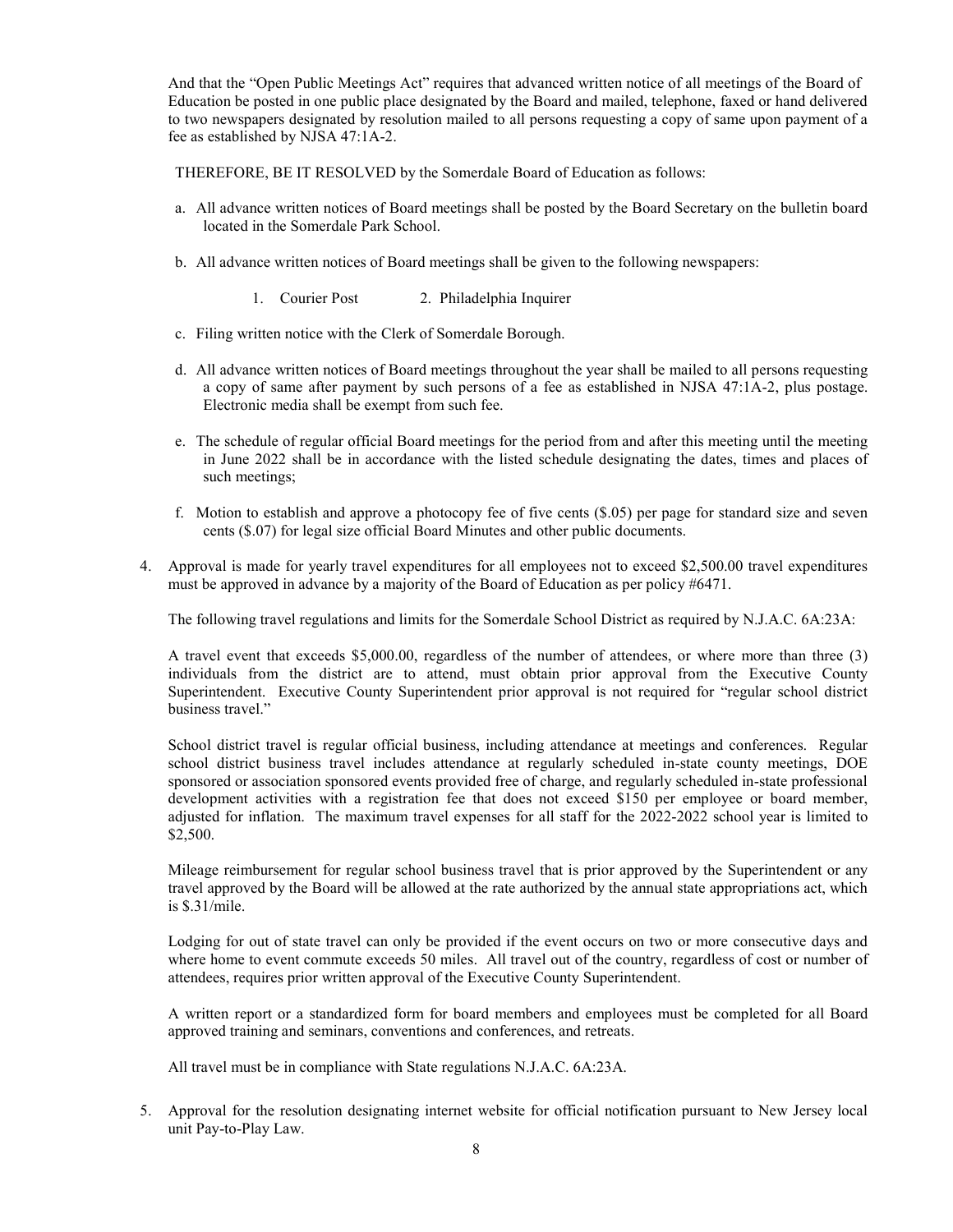And that the "Open Public Meetings Act" requires that advanced written notice of all meetings of the Board of Education be posted in one public place designated by the Board and mailed, telephone, faxed or hand delivered to two newspapers designated by resolution mailed to all persons requesting a copy of same upon payment of a fee as established by NJSA 47:1A-2.

THEREFORE, BE IT RESOLVED by the Somerdale Board of Education as follows:

a. All advance written notices of Board meetings shall be posted by the Board Secretary on the bulletin board located in the Somerdale Park School.

b. All advance written notices of Board meetings shall be given to the following newspapers:

   1. Courier Post   2. Philadelphia Inquirer

c. Filing written notice with the Clerk of Somerdale Borough.

d. All advance written notices of Board meetings throughout the year shall be mailed to all persons requesting a copy of same after payment by such persons of a fee as established in NJSA 47:1A-2, plus postage. Electronic media shall be exempt from such fee.

e. The schedule of regular official Board meetings for the period from and after this meeting until the meeting in June 2022 shall be in accordance with the listed schedule designating the dates, times and places of such meetings;

f. Motion to establish and approve a photocopy fee of five cents ($.05) per page for standard size and seven cents ($.07) for legal size official Board Minutes and other public documents.

4. Approval is made for yearly travel expenditures for all employees not to exceed $2,500.00 travel expenditures must be approved in advance by a majority of the Board of Education as per policy #6471.

   The following travel regulations and limits for the Somerdale School District as required by N.J.A.C. 6A:23A:

   A travel event that exceeds $5,000.00, regardless of the number of attendees, or where more than three (3) individuals from the district are to attend, must obtain prior approval from the Executive County Superintendent. Executive County Superintendent prior approval is not required for "regular school district business travel."

   School district travel is regular official business, including attendance at meetings and conferences. Regular school district business travel includes attendance at regularly scheduled in-state county meetings, DOE sponsored or association sponsored events provided free of charge, and regularly scheduled in-state professional development activities with a registration fee that does not exceed $150 per employee or board member, adjusted for inflation. The maximum travel expenses for all staff for the 2022-2022 school year is limited to $2,500.

   Mileage reimbursement for regular school business travel that is prior approved by the Superintendent or any travel approved by the Board will be allowed at the rate authorized by the annual state appropriations act, which is $.31/mile.

   Lodging for out of state travel can only be provided if the event occurs on two or more consecutive days and where home to event commute exceeds 50 miles. All travel out of the country, regardless of cost or number of attendees, requires prior written approval of the Executive County Superintendent.

   A written report or a standardized form for board members and employees must be completed for all Board approved training and seminars, conventions and conferences, and retreats.

   All travel must be in compliance with State regulations N.J.A.C. 6A:23A.

5. Approval for the resolution designating internet website for official notification pursuant to New Jersey local unit Pay-to-Play Law.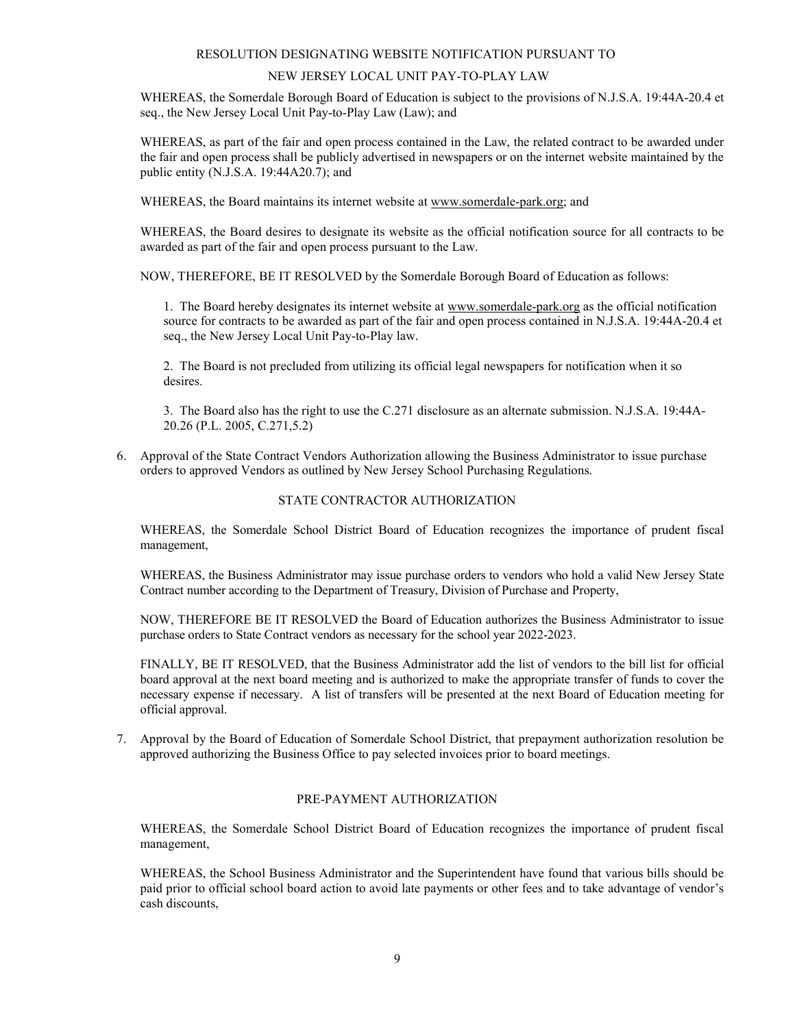RESOLUTION DESIGNATING WEBSITE NOTIFICATION PURSUANT TO

NEW JERSEY LOCAL UNIT PAY-TO-PLAY LAW

WHEREAS, the Somerdale Borough Board of Education is subject to the provisions of N.J.S.A. 19:44A-20.4 et seq., the New Jersey Local Unit Pay-to-Play Law (Law); and

WHEREAS, as part of the fair and open process contained in the Law, the related contract to be awarded under the fair and open process shall be publicly advertised in newspapers or on the internet website maintained by the public entity (N.J.S.A. 19:44A20.7); and

WHEREAS, the Board maintains its internet website at www.somerdale-park.org; and

WHEREAS, the Board desires to designate its website as the official notification source for all contracts to be awarded as part of the fair and open process pursuant to the Law.

NOW, THEREFORE, BE IT RESOLVED by the Somerdale Borough Board of Education as follows:

1. The Board hereby designates its internet website at www.somerdale-park.org as the official notification source for contracts to be awarded as part of the fair and open process contained in N.J.S.A. 19:44A-20.4 et seq., the New Jersey Local Unit Pay-to-Play law.

2. The Board is not precluded from utilizing its official legal newspapers for notification when it so desires.

3. The Board also has the right to use the C.271 disclosure as an alternate submission. N.J.S.A. 19:44A-20.26 (P.L. 2005, C.271,5.2)

6. Approval of the State Contract Vendors Authorization allowing the Business Administrator to issue purchase orders to approved Vendors as outlined by New Jersey School Purchasing Regulations.

STATE CONTRACTOR AUTHORIZATION

WHEREAS, the Somerdale School District Board of Education recognizes the importance of prudent fiscal management,

WHEREAS, the Business Administrator may issue purchase orders to vendors who hold a valid New Jersey State Contract number according to the Department of Treasury, Division of Purchase and Property,

NOW, THEREFORE BE IT RESOLVED the Board of Education authorizes the Business Administrator to issue purchase orders to State Contract vendors as necessary for the school year 2022-2023.

FINALLY, BE IT RESOLVED, that the Business Administrator add the list of vendors to the bill list for official board approval at the next board meeting and is authorized to make the appropriate transfer of funds to cover the necessary expense if necessary. A list of transfers will be presented at the next Board of Education meeting for official approval.

7. Approval by the Board of Education of Somerdale School District, that prepayment authorization resolution be approved authorizing the Business Office to pay selected invoices prior to board meetings.

PRE-PAYMENT AUTHORIZATION

WHEREAS, the Somerdale School District Board of Education recognizes the importance of prudent fiscal management,

WHEREAS, the School Business Administrator and the Superintendent have found that various bills should be paid prior to official school board action to avoid late payments or other fees and to take advantage of vendor's cash discounts,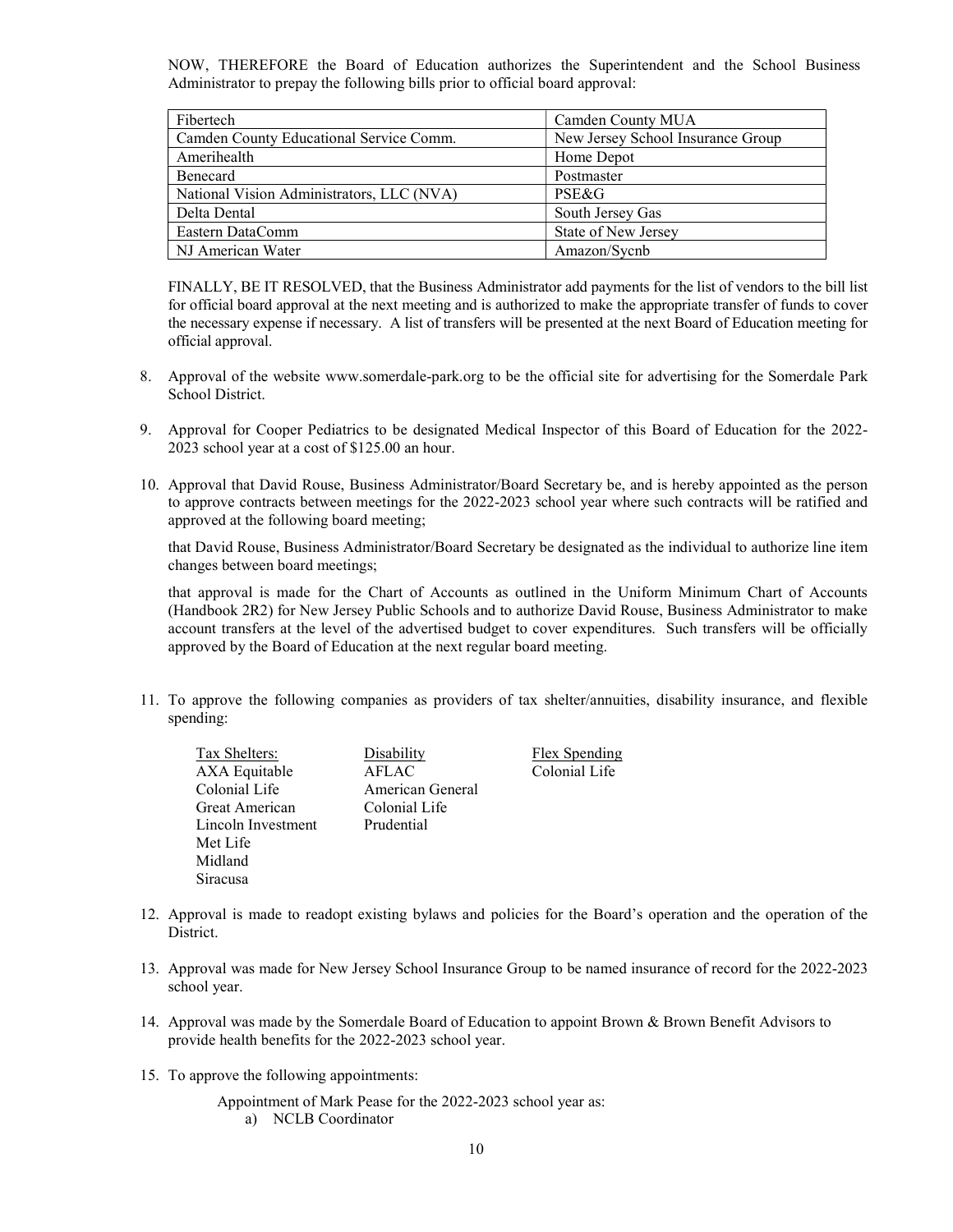NOW, THEREFORE the Board of Education authorizes the Superintendent and the School Business Administrator to prepay the following bills prior to official board approval:

| | |
|---|---|
| Fibertech | Camden County MUA |
| Camden County Educational Service Comm. | New Jersey School Insurance Group |
| Amerihealth | Home Depot |
| Benecard | Postmaster |
| National Vision Administrators, LLC (NVA) | PSE&G |
| Delta Dental | South Jersey Gas |
| Eastern DataComm | State of New Jersey |
| NJ American Water | Amazon/Sycnb |

FINALLY, BE IT RESOLVED, that the Business Administrator add payments for the list of vendors to the bill list for official board approval at the next meeting and is authorized to make the appropriate transfer of funds to cover the necessary expense if necessary. A list of transfers will be presented at the next Board of Education meeting for official approval.

8. Approval of the website www.somerdale-park.org to be the official site for advertising for the Somerdale Park School District.

9. Approval for Cooper Pediatrics to be designated Medical Inspector of this Board of Education for the 2022-2023 school year at a cost of $125.00 an hour.

10. Approval that David Rouse, Business Administrator/Board Secretary be, and is hereby appointed as the person to approve contracts between meetings for the 2022-2023 school year where such contracts will be ratified and approved at the following board meeting;

    that David Rouse, Business Administrator/Board Secretary be designated as the individual to authorize line item changes between board meetings;

    that approval is made for the Chart of Accounts as outlined in the Uniform Minimum Chart of Accounts (Handbook 2R2) for New Jersey Public Schools and to authorize David Rouse, Business Administrator to make account transfers at the level of the advertised budget to cover expenditures. Such transfers will be officially approved by the Board of Education at the next regular board meeting.

11. To approve the following companies as providers of tax shelter/annuities, disability insurance, and flexible spending:

| Tax Shelters: | Disability | Flex Spending |
|---|---|---|
| AXA Equitable | AFLAC | Colonial Life |
| Colonial Life | American General | |
| Great American | Colonial Life | |
| Lincoln Investment | Prudential | |
| Met Life | | |
| Midland | | |
| Siracusa | | |

12. Approval is made to readopt existing bylaws and policies for the Board's operation and the operation of the District.

13. Approval was made for New Jersey School Insurance Group to be named insurance of record for the 2022-2023 school year.

14. Approval was made by the Somerdale Board of Education to appoint Brown & Brown Benefit Advisors to provide health benefits for the 2022-2023 school year.

15. To approve the following appointments:

    Appointment of Mark Pease for the 2022-2023 school year as:

    a) NCLB Coordinator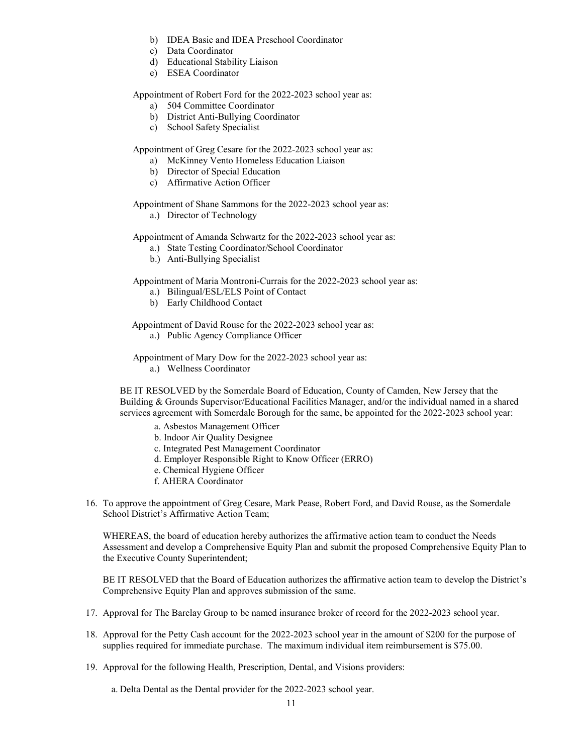b) IDEA Basic and IDEA Preschool Coordinator
c) Data Coordinator
d) Educational Stability Liaison
e) ESEA Coordinator

Appointment of Robert Ford for the 2022-2023 school year as:

a) 504 Committee Coordinator
b) District Anti-Bullying Coordinator
c) School Safety Specialist

Appointment of Greg Cesare for the 2022-2023 school year as:

a) McKinney Vento Homeless Education Liaison
b) Director of Special Education
c) Affirmative Action Officer

Appointment of Shane Sammons for the 2022-2023 school year as:

a.) Director of Technology

Appointment of Amanda Schwartz for the 2022-2023 school year as:

a.) State Testing Coordinator/School Coordinator
b.) Anti-Bullying Specialist

Appointment of Maria Montroni-Currais for the 2022-2023 school year as:

a.) Bilingual/ESL/ELS Point of Contact
b) Early Childhood Contact

Appointment of David Rouse for the 2022-2023 school year as:

a.) Public Agency Compliance Officer

Appointment of Mary Dow for the 2022-2023 school year as:

a.) Wellness Coordinator

BE IT RESOLVED by the Somerdale Board of Education, County of Camden, New Jersey that the Building & Grounds Supervisor/Educational Facilities Manager, and/or the individual named in a shared services agreement with Somerdale Borough for the same, be appointed for the 2022-2023 school year:

a. Asbestos Management Officer
b. Indoor Air Quality Designee
c. Integrated Pest Management Coordinator
d. Employer Responsible Right to Know Officer (ERRO)
e. Chemical Hygiene Officer
f. AHERA Coordinator

16. To approve the appointment of Greg Cesare, Mark Pease, Robert Ford, and David Rouse, as the Somerdale School District's Affirmative Action Team;

    WHEREAS, the board of education hereby authorizes the affirmative action team to conduct the Needs Assessment and develop a Comprehensive Equity Plan and submit the proposed Comprehensive Equity Plan to the Executive County Superintendent;

    BE IT RESOLVED that the Board of Education authorizes the affirmative action team to develop the District's Comprehensive Equity Plan and approves submission of the same.

17. Approval for The Barclay Group to be named insurance broker of record for the 2022-2023 school year.

18. Approval for the Petty Cash account for the 2022-2023 school year in the amount of $200 for the purpose of supplies required for immediate purchase. The maximum individual item reimbursement is $75.00.

19. Approval for the following Health, Prescription, Dental, and Visions providers:

    a. Delta Dental as the Dental provider for the 2022-2023 school year.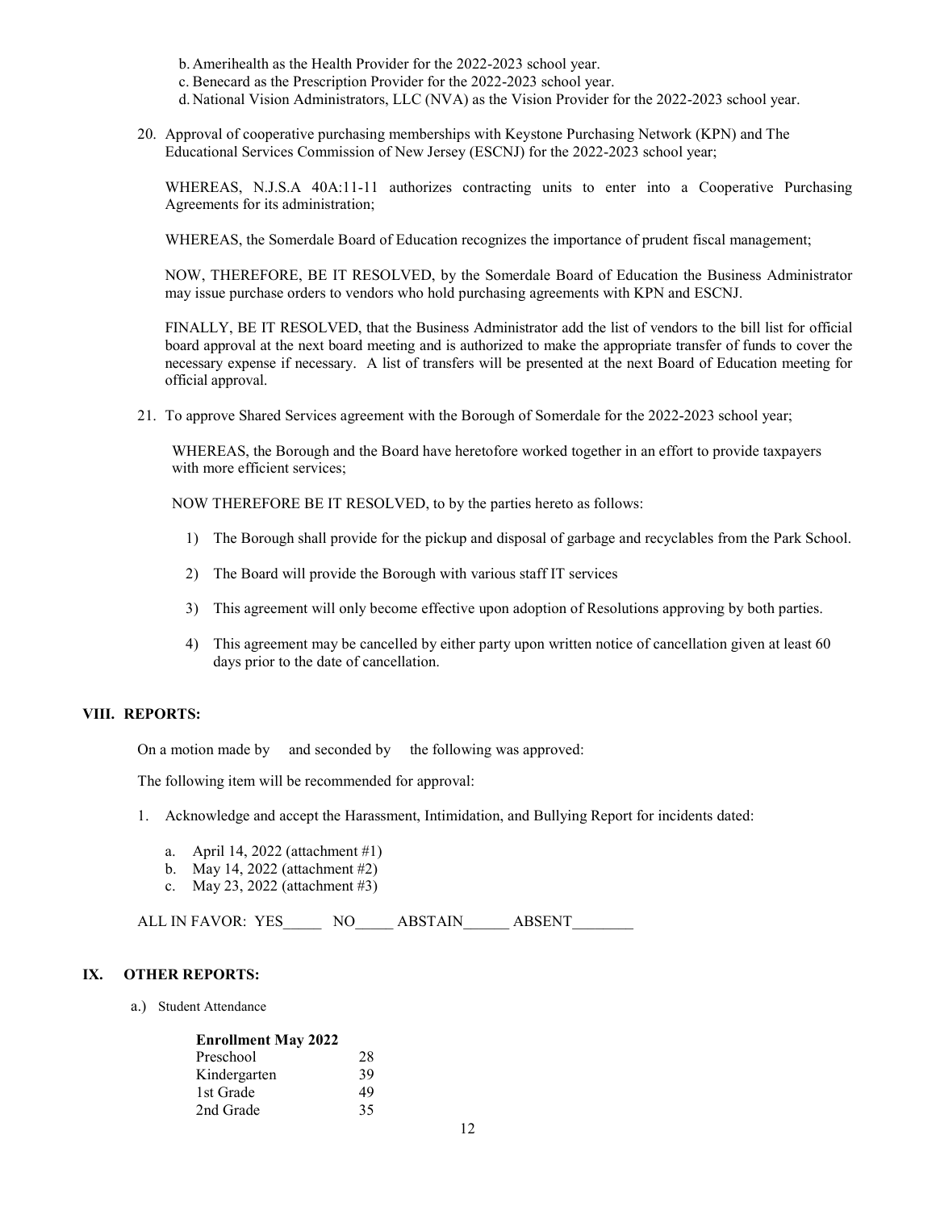b. Amerihealth as the Health Provider for the 2022-2023 school year.
c. Benecard as the Prescription Provider for the 2022-2023 school year.
d. National Vision Administrators, LLC (NVA) as the Vision Provider for the 2022-2023 school year.

20. Approval of cooperative purchasing memberships with Keystone Purchasing Network (KPN) and The Educational Services Commission of New Jersey (ESCNJ) for the 2022-2023 school year;

    WHEREAS, N.J.S.A 40A:11-11 authorizes contracting units to enter into a Cooperative Purchasing Agreements for its administration;

    WHEREAS, the Somerdale Board of Education recognizes the importance of prudent fiscal management;

    NOW, THEREFORE, BE IT RESOLVED, by the Somerdale Board of Education the Business Administrator may issue purchase orders to vendors who hold purchasing agreements with KPN and ESCNJ.

    FINALLY, BE IT RESOLVED, that the Business Administrator add the list of vendors to the bill list for official board approval at the next board meeting and is authorized to make the appropriate transfer of funds to cover the necessary expense if necessary. A list of transfers will be presented at the next Board of Education meeting for official approval.

21. To approve Shared Services agreement with the Borough of Somerdale for the 2022-2023 school year;

    WHEREAS, the Borough and the Board have heretofore worked together in an effort to provide taxpayers with more efficient services;

    NOW THEREFORE BE IT RESOLVED, to by the parties hereto as follows:

    1) The Borough shall provide for the pickup and disposal of garbage and recyclables from the Park School.
    2) The Board will provide the Borough with various staff IT services
    3) This agreement will only become effective upon adoption of Resolutions approving by both parties.
    4) This agreement may be cancelled by either party upon written notice of cancellation given at least 60 days prior to the date of cancellation.

## VIII. REPORTS:

On a motion made by and seconded by the following was approved:

The following item will be recommended for approval:

1. Acknowledge and accept the Harassment, Intimidation, and Bullying Report for incidents dated:
   a. April 14, 2022 (attachment #1)
   b. May 14, 2022 (attachment #2)
   c. May 23, 2022 (attachment #3)

ALL IN FAVOR: YES_____ NO_____ ABSTAIN______ ABSENT________

## IX. OTHER REPORTS:

a.) Student Attendance

| **Enrollment May 2022** | |
|---|---|
| Preschool | 28 |
| Kindergarten | 39 |
| 1st Grade | 49 |
| 2nd Grade | 35 |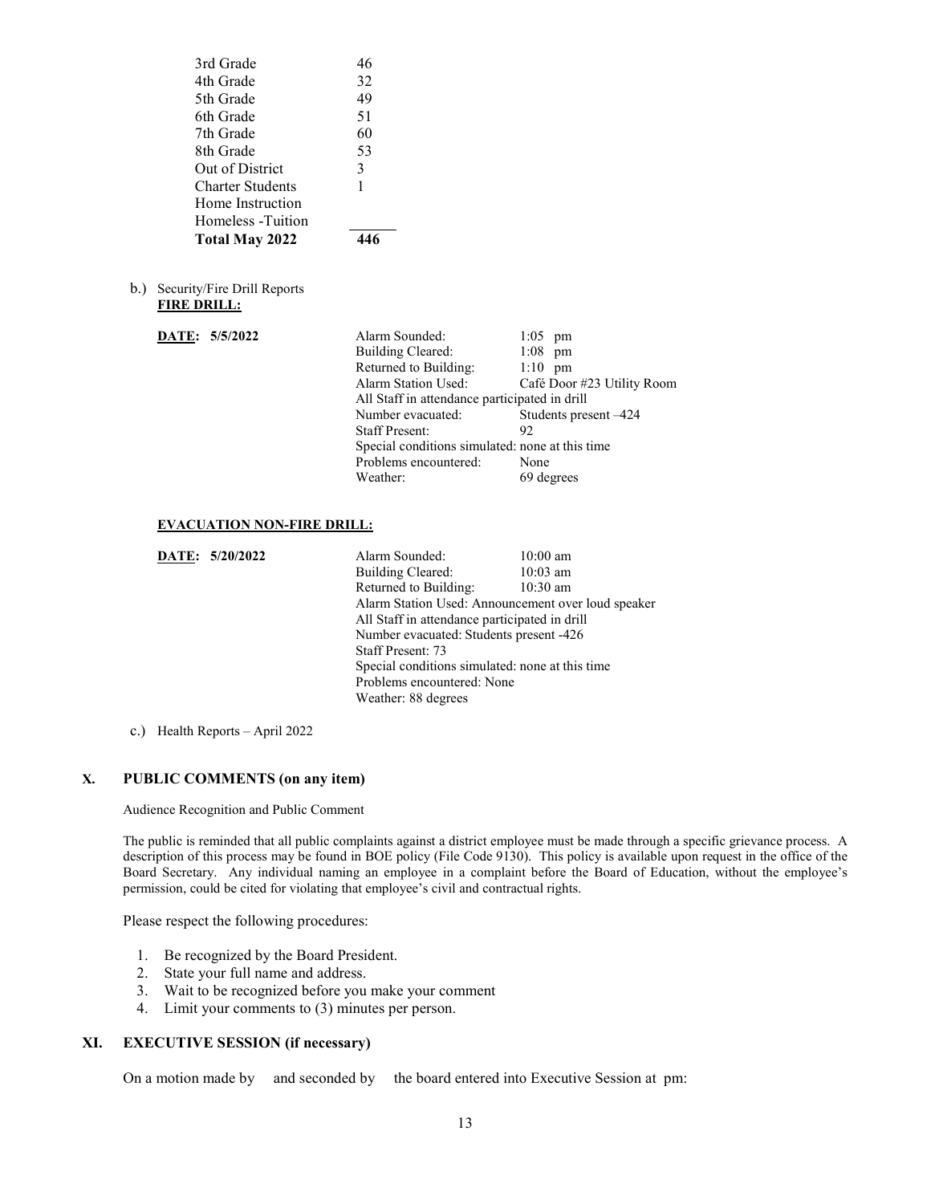| | |
|---|---|
| 3rd Grade | 46 |
| 4th Grade | 32 |
| 5th Grade | 49 |
| 6th Grade | 51 |
| 7th Grade | 60 |
| 8th Grade | 53 |
| Out of District | 3 |
| Charter Students | 1 |
| Home Instruction | |
| Homeless -Tuition | |
| **Total May 2022** | **446** |

b.) Security/Fire Drill Reports

**FIRE DRILL:**

**DATE: 5/5/2022**

| | |
|---|---|
| Alarm Sounded: | 1:05 pm |
| Building Cleared: | 1:08 pm |
| Returned to Building: | 1:10 pm |
| Alarm Station Used: | Café Door #23 Utility Room |

All Staff in attendance participated in drill

| | |
|---|---|
| Number evacuated: | Students present –424 |
| Staff Present: | 92 |

Special conditions simulated: none at this time

| | |
|---|---|
| Problems encountered: | None |
| Weather: | 69 degrees |

**EVACUATION NON-FIRE DRILL:**

**DATE: 5/20/2022**

| | |
|---|---|
| Alarm Sounded: | 10:00 am |
| Building Cleared: | 10:03 am |
| Returned to Building: | 10:30 am |

Alarm Station Used: Announcement over loud speaker
All Staff in attendance participated in drill
Number evacuated: Students present -426
Staff Present: 73
Special conditions simulated: none at this time
Problems encountered: None
Weather: 88 degrees

c.) Health Reports – April 2022

## X. PUBLIC COMMENTS (on any item)

Audience Recognition and Public Comment

The public is reminded that all public complaints against a district employee must be made through a specific grievance process. A description of this process may be found in BOE policy (File Code 9130). This policy is available upon request in the office of the Board Secretary. Any individual naming an employee in a complaint before the Board of Education, without the employee's permission, could be cited for violating that employee's civil and contractual rights.

Please respect the following procedures:

1. Be recognized by the Board President.
2. State your full name and address.
3. Wait to be recognized before you make your comment
4. Limit your comments to (3) minutes per person.

## XI. EXECUTIVE SESSION (if necessary)

On a motion made by and seconded by the board entered into Executive Session at pm: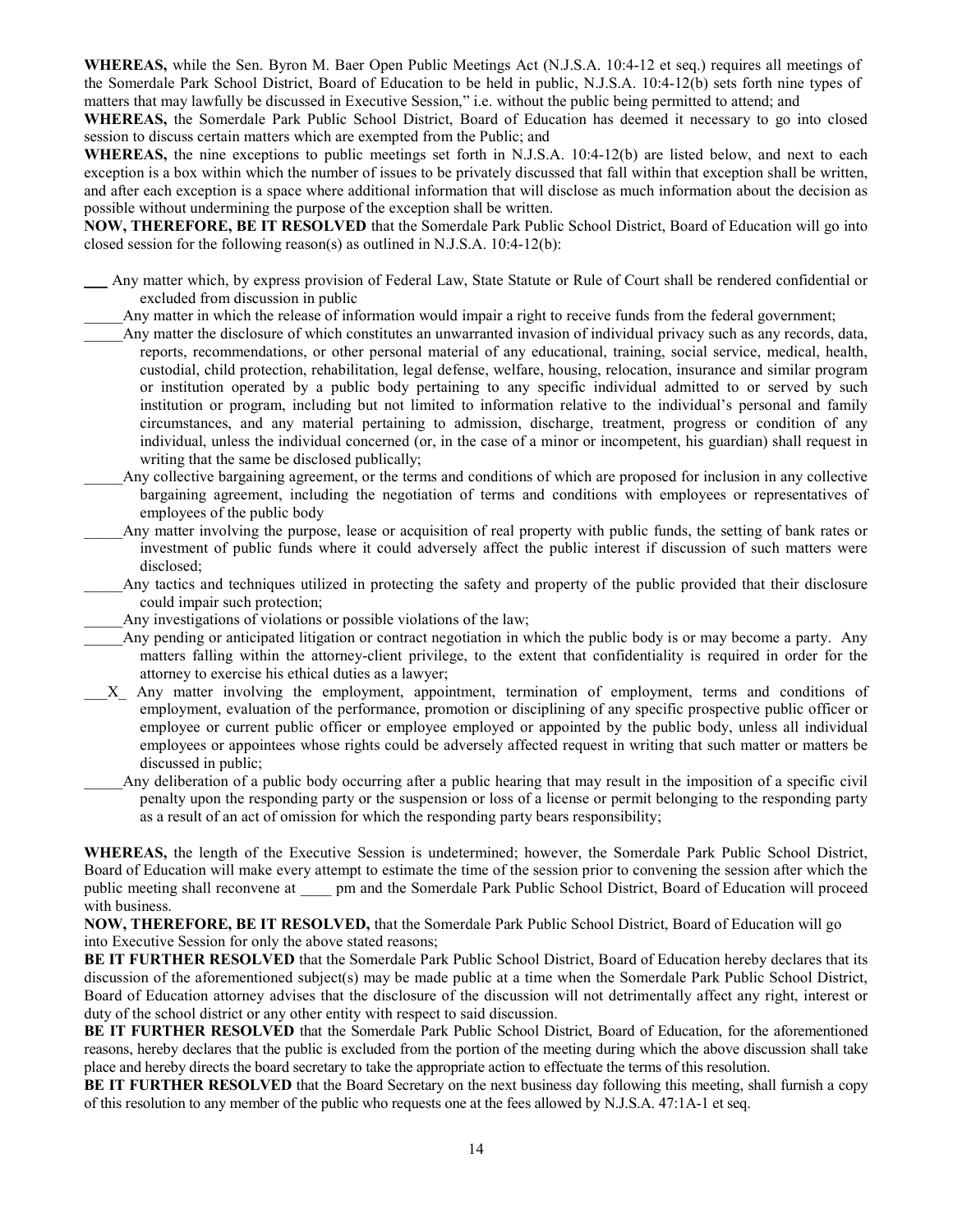**WHEREAS,** while the Sen. Byron M. Baer Open Public Meetings Act (N.J.S.A. 10:4-12 et seq.) requires all meetings of the Somerdale Park School District, Board of Education to be held in public, N.J.S.A. 10:4-12(b) sets forth nine types of matters that may lawfully be discussed in Executive Session," i.e. without the public being permitted to attend; and

**WHEREAS,** the Somerdale Park Public School District, Board of Education has deemed it necessary to go into closed session to discuss certain matters which are exempted from the Public; and

**WHEREAS,** the nine exceptions to public meetings set forth in N.J.S.A. 10:4-12(b) are listed below, and next to each exception is a box within which the number of issues to be privately discussed that fall within that exception shall be written, and after each exception is a space where additional information that will disclose as much information about the decision as possible without undermining the purpose of the exception shall be written.

**NOW, THEREFORE, BE IT RESOLVED** that the Somerdale Park Public School District, Board of Education will go into closed session for the following reason(s) as outlined in N.J.S.A. 10:4-12(b):

___ Any matter which, by express provision of Federal Law, State Statute or Rule of Court shall be rendered confidential or excluded from discussion in public

_____Any matter in which the release of information would impair a right to receive funds from the federal government;

_____Any matter the disclosure of which constitutes an unwarranted invasion of individual privacy such as any records, data, reports, recommendations, or other personal material of any educational, training, social service, medical, health, custodial, child protection, rehabilitation, legal defense, welfare, housing, relocation, insurance and similar program or institution operated by a public body pertaining to any specific individual admitted to or served by such institution or program, including but not limited to information relative to the individual's personal and family circumstances, and any material pertaining to admission, discharge, treatment, progress or condition of any individual, unless the individual concerned (or, in the case of a minor or incompetent, his guardian) shall request in writing that the same be disclosed publically;

_____Any collective bargaining agreement, or the terms and conditions of which are proposed for inclusion in any collective bargaining agreement, including the negotiation of terms and conditions with employees or representatives of employees of the public body

_____Any matter involving the purpose, lease or acquisition of real property with public funds, the setting of bank rates or investment of public funds where it could adversely affect the public interest if discussion of such matters were disclosed;

_____Any tactics and techniques utilized in protecting the safety and property of the public provided that their disclosure could impair such protection;

_____Any investigations of violations or possible violations of the law;

_____Any pending or anticipated litigation or contract negotiation in which the public body is or may become a party. Any matters falling within the attorney-client privilege, to the extent that confidentiality is required in order for the attorney to exercise his ethical duties as a lawyer;

___X_ Any matter involving the employment, appointment, termination of employment, terms and conditions of employment, evaluation of the performance, promotion or disciplining of any specific prospective public officer or employee or current public officer or employee employed or appointed by the public body, unless all individual employees or appointees whose rights could be adversely affected request in writing that such matter or matters be discussed in public;

_____Any deliberation of a public body occurring after a public hearing that may result in the imposition of a specific civil penalty upon the responding party or the suspension or loss of a license or permit belonging to the responding party as a result of an act of omission for which the responding party bears responsibility;

**WHEREAS,** the length of the Executive Session is undetermined; however, the Somerdale Park Public School District, Board of Education will make every attempt to estimate the time of the session prior to convening the session after which the public meeting shall reconvene at ____ pm and the Somerdale Park Public School District, Board of Education will proceed with business.

**NOW, THEREFORE, BE IT RESOLVED,** that the Somerdale Park Public School District, Board of Education will go into Executive Session for only the above stated reasons;

**BE IT FURTHER RESOLVED** that the Somerdale Park Public School District, Board of Education hereby declares that its discussion of the aforementioned subject(s) may be made public at a time when the Somerdale Park Public School District, Board of Education attorney advises that the disclosure of the discussion will not detrimentally affect any right, interest or duty of the school district or any other entity with respect to said discussion.

**BE IT FURTHER RESOLVED** that the Somerdale Park Public School District, Board of Education, for the aforementioned reasons, hereby declares that the public is excluded from the portion of the meeting during which the above discussion shall take place and hereby directs the board secretary to take the appropriate action to effectuate the terms of this resolution.

**BE IT FURTHER RESOLVED** that the Board Secretary on the next business day following this meeting, shall furnish a copy of this resolution to any member of the public who requests one at the fees allowed by N.J.S.A. 47:1A-1 et seq.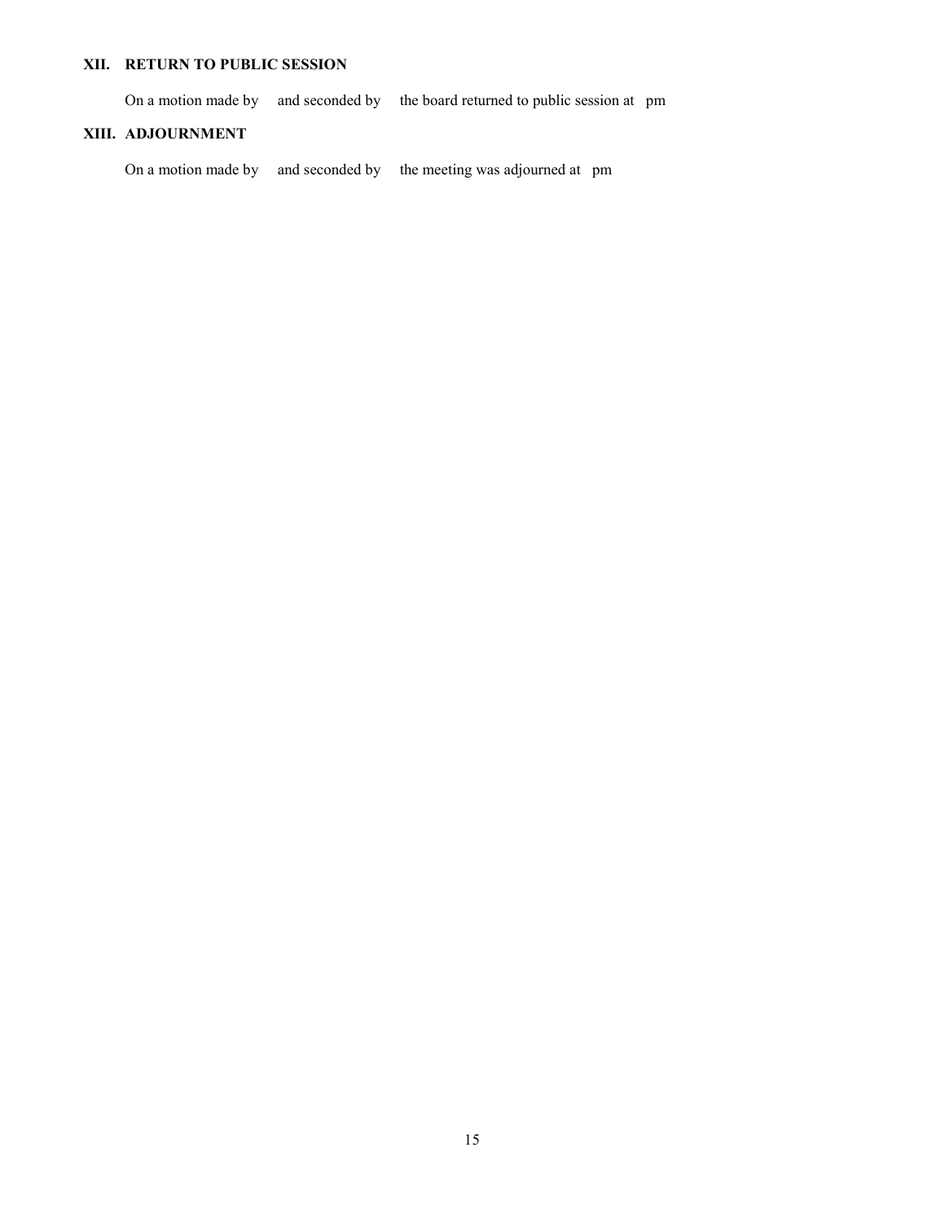## XII. RETURN TO PUBLIC SESSION

On a motion made by and seconded by the board returned to public session at pm

## XIII. ADJOURNMENT

On a motion made by and seconded by the meeting was adjourned at pm